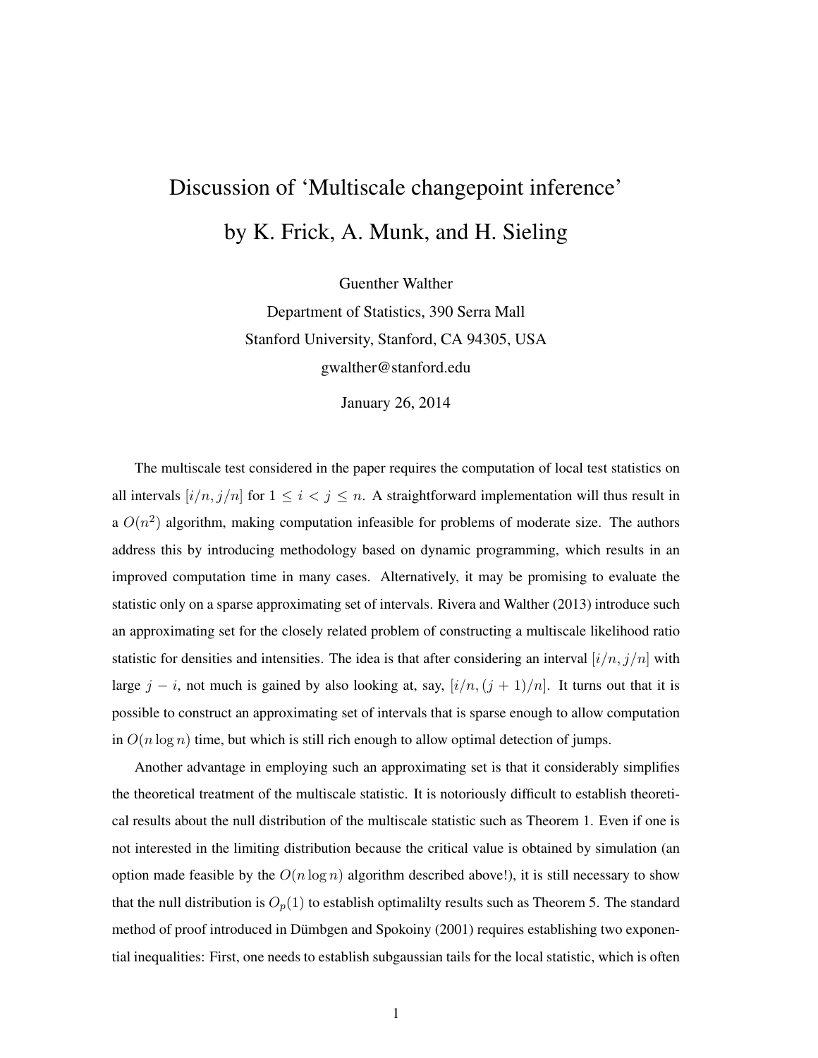# Discussion of 'Multiscale changepoint inference' by K. Frick, A. Munk, and H. Sieling

Guenther Walther

Department of Statistics, 390 Serra Mall

Stanford University, Stanford, CA 94305, USA

gwalther@stanford.edu

January 26, 2014

The multiscale test considered in the paper requires the computation of local test statistics on all intervals $[i/n, j/n]$ for $1 \leq i < j \leq n$. A straightforward implementation will thus result in a $O(n^2)$ algorithm, making computation infeasible for problems of moderate size. The authors address this by introducing methodology based on dynamic programming, which results in an improved computation time in many cases. Alternatively, it may be promising to evaluate the statistic only on a sparse approximating set of intervals. Rivera and Walther (2013) introduce such an approximating set for the closely related problem of constructing a multiscale likelihood ratio statistic for densities and intensities. The idea is that after considering an interval $[i/n, j/n]$ with large $j - i$, not much is gained by also looking at, say, $[i/n, (j+1)/n]$. It turns out that it is possible to construct an approximating set of intervals that is sparse enough to allow computation in $O(n \log n)$ time, but which is still rich enough to allow optimal detection of jumps.

Another advantage in employing such an approximating set is that it considerably simplifies the theoretical treatment of the multiscale statistic. It is notoriously difficult to establish theoretical results about the null distribution of the multiscale statistic such as Theorem 1. Even if one is not interested in the limiting distribution because the critical value is obtained by simulation (an option made feasible by the $O(n \log n)$ algorithm described above!), it is still necessary to show that the null distribution is $O_p(1)$ to establish optimalilty results such as Theorem 5. The standard method of proof introduced in Dümbgen and Spokoiny (2001) requires establishing two exponential inequalities: First, one needs to establish subgaussian tails for the local statistic, which is often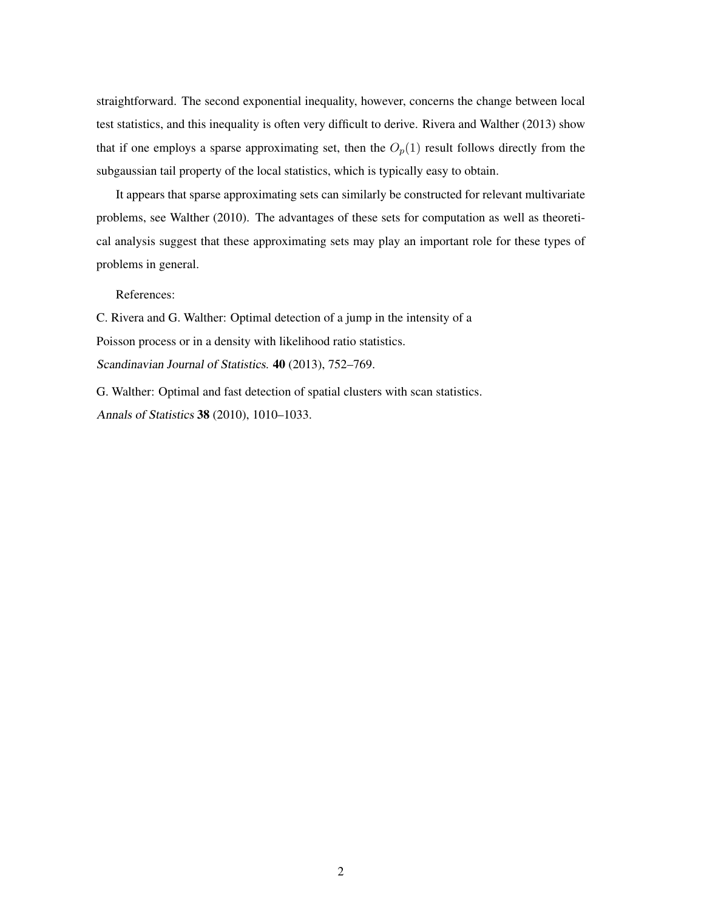straightforward. The second exponential inequality, however, concerns the change between local test statistics, and this inequality is often very difficult to derive. Rivera and Walther (2013) show that if one employs a sparse approximating set, then the $O_p(1)$ result follows directly from the subgaussian tail property of the local statistics, which is typically easy to obtain.

It appears that sparse approximating sets can similarly be constructed for relevant multivariate problems, see Walther (2010). The advantages of these sets for computation as well as theoretical analysis suggest that these approximating sets may play an important role for these types of problems in general.

References:

C. Rivera and G. Walther: Optimal detection of a jump in the intensity of a Poisson process or in a density with likelihood ratio statistics. *Scandinavian Journal of Statistics.* **40** (2013), 752–769.

G. Walther: Optimal and fast detection of spatial clusters with scan statistics. *Annals of Statistics* **38** (2010), 1010–1033.